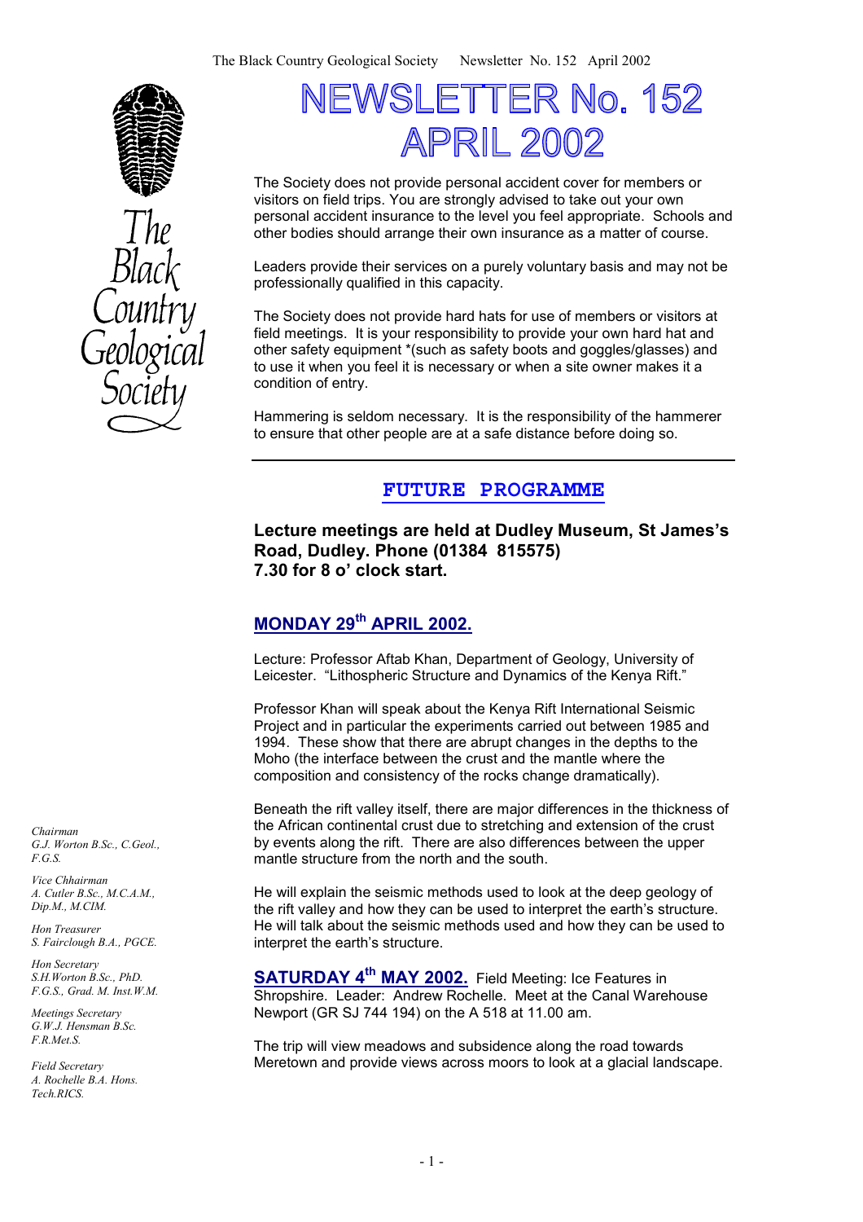# NEWSLETTER No. 152 APRIL 2002

The Society does not provide personal accident cover for members or visitors on field trips. You are strongly advised to take out your own personal accident insurance to the level you feel appropriate. Schools and other bodies should arrange their own insurance as a matter of course.

Leaders provide their services on a purely voluntary basis and may not be professionally qualified in this capacity.

The Society does not provide hard hats for use of members or visitors at field meetings. It is your responsibility to provide your own hard hat and other safety equipment *(such as safety boots and goggles/glasses) and to use it when you feel it is necessary or when a site owner makes it a condition of entry.

Hammering is seldom necessary. It is the responsibility of the hammerer to ensure that other people are at a safe distance before doing so.

## FUTURE PROGRAMME

**Lecture meetings are held at Dudley Museum, St James's Road, Dudley. Phone (01384 815575) 7.30 for 8 o' clock start.**

### MONDAY 29th APRIL 2002.

Lecture: Professor Aftab Khan, Department of Geology, University of Leicester. "Lithospheric Structure and Dynamics of the Kenya Rift."

Professor Khan will speak about the Kenya Rift International Seismic Project and in particular the experiments carried out between 1985 and 1994. These show that there are abrupt changes in the depths to the Moho (the interface between the crust and the mantle where the composition and consistency of the rocks change dramatically).

Beneath the rift valley itself, there are major differences in the thickness of the African continental crust due to stretching and extension of the crust by events along the rift. There are also differences between the upper mantle structure from the north and the south.

He will explain the seismic methods used to look at the deep geology of the rift valley and how they can be used to interpret the earth's structure. He will talk about the seismic methods used and how they can be used to interpret the earth's structure.

**SATURDAY 4th MAY 2002.** Field Meeting: Ice Features in Shropshire. Leader: Andrew Rochelle. Meet at the Canal Warehouse Newport (GR SJ 744 194) on the A 518 at 11.00 am.

The trip will view meadows and subsidence along the road towards Meretown and provide views across moors to look at a glacial landscape.

*Chairman*
*G.J. Worton B.Sc., C.Geol., F.G.S.*

*Vice Chhairman*
*A. Cutler B.Sc., M.C.A.M., Dip.M., M.CIM.*

*Hon Treasurer*
*S. Fairclough B.A., PGCE.*

*Hon Secretary*
*S.H.Worton B.Sc., PhD. F.G.S., Grad. M. Inst.W.M.*

*Meetings Secretary*
*G.W.J. Hensman B.Sc. F.R.Met.S.*

*Field Secretary*
*A. Rochelle B.A. Hons. Tech.RICS.*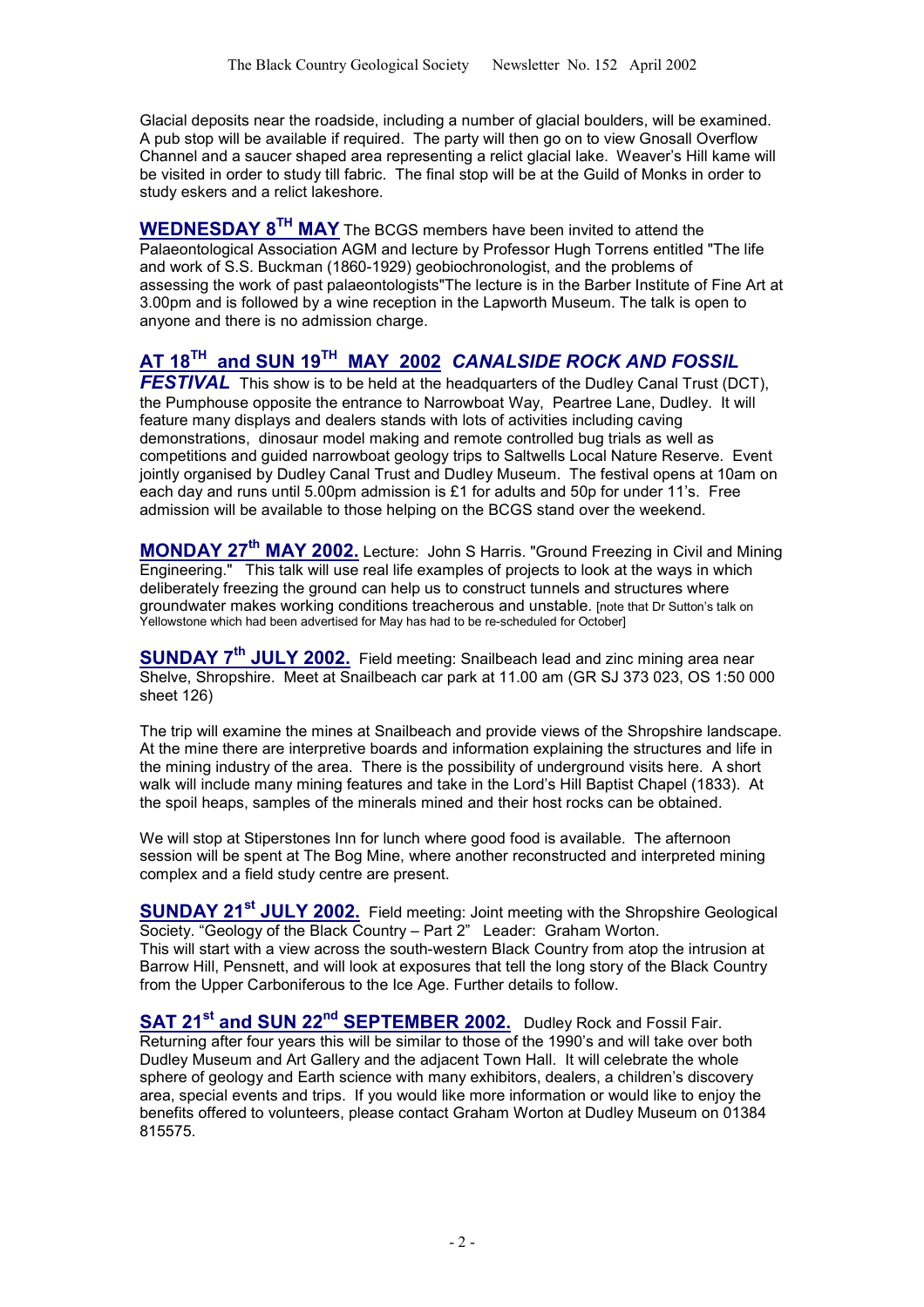Glacial deposits near the roadside, including a number of glacial boulders, will be examined. A pub stop will be available if required. The party will then go on to view Gnosall Overflow Channel and a saucer shaped area representing a relict glacial lake. Weaver's Hill kame will be visited in order to study till fabric. The final stop will be at the Guild of Monks in order to study eskers and a relict lakeshore.

**WEDNESDAY 8TH MAY** The BCGS members have been invited to attend the Palaeontological Association AGM and lecture by Professor Hugh Torrens entitled "The life and work of S.S. Buckman (1860-1929) geobiochronologist, and the problems of assessing the work of past palaeontologists"The lecture is in the Barber Institute of Fine Art at 3.00pm and is followed by a wine reception in the Lapworth Museum. The talk is open to anyone and there is no admission charge.

## AT 18TH and SUN 19TH MAY 2002 *CANALSIDE ROCK AND FOSSIL FESTIVAL*

This show is to be held at the headquarters of the Dudley Canal Trust (DCT), the Pumphouse opposite the entrance to Narrowboat Way, Peartree Lane, Dudley. It will feature many displays and dealers stands with lots of activities including caving demonstrations, dinosaur model making and remote controlled bug trials as well as competitions and guided narrowboat geology trips to Saltwells Local Nature Reserve. Event jointly organised by Dudley Canal Trust and Dudley Museum. The festival opens at 10am on each day and runs until 5.00pm admission is £1 for adults and 50p for under 11's. Free admission will be available to those helping on the BCGS stand over the weekend.

**MONDAY 27th MAY 2002.** Lecture: John S Harris. "Ground Freezing in Civil and Mining Engineering." This talk will use real life examples of projects to look at the ways in which deliberately freezing the ground can help us to construct tunnels and structures where groundwater makes working conditions treacherous and unstable. [note that Dr Sutton's talk on Yellowstone which had been advertised for May has had to be re-scheduled for October]

**SUNDAY 7th JULY 2002.** Field meeting: Snailbeach lead and zinc mining area near Shelve, Shropshire. Meet at Snailbeach car park at 11.00 am (GR SJ 373 023, OS 1:50 000 sheet 126)

The trip will examine the mines at Snailbeach and provide views of the Shropshire landscape. At the mine there are interpretive boards and information explaining the structures and life in the mining industry of the area. There is the possibility of underground visits here. A short walk will include many mining features and take in the Lord's Hill Baptist Chapel (1833). At the spoil heaps, samples of the minerals mined and their host rocks can be obtained.

We will stop at Stiperstones Inn for lunch where good food is available. The afternoon session will be spent at The Bog Mine, where another reconstructed and interpreted mining complex and a field study centre are present.

**SUNDAY 21st JULY 2002.** Field meeting: Joint meeting with the Shropshire Geological Society. "Geology of the Black Country – Part 2" Leader: Graham Worton. This will start with a view across the south-western Black Country from atop the intrusion at Barrow Hill, Pensnett, and will look at exposures that tell the long story of the Black Country from the Upper Carboniferous to the Ice Age. Further details to follow.

**SAT 21st and SUN 22nd SEPTEMBER 2002.** Dudley Rock and Fossil Fair. Returning after four years this will be similar to those of the 1990's and will take over both Dudley Museum and Art Gallery and the adjacent Town Hall. It will celebrate the whole sphere of geology and Earth science with many exhibitors, dealers, a children's discovery area, special events and trips. If you would like more information or would like to enjoy the benefits offered to volunteers, please contact Graham Worton at Dudley Museum on 01384 815575.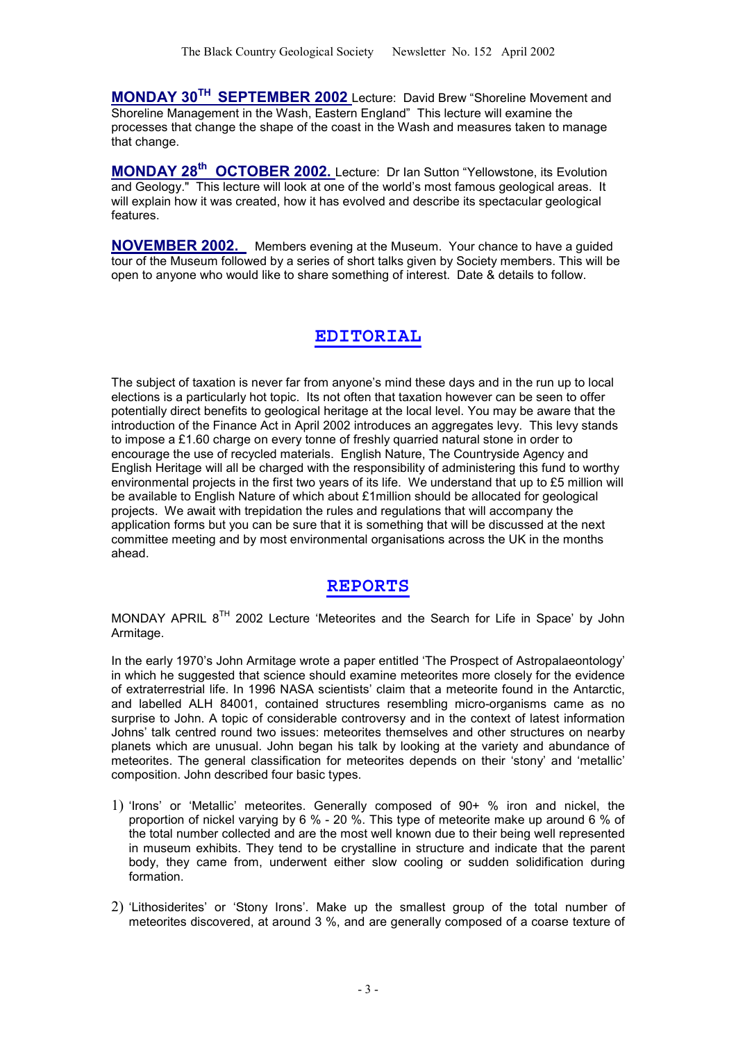**MONDAY 30TH SEPTEMBER 2002** Lecture: David Brew "Shoreline Movement and Shoreline Management in the Wash, Eastern England" This lecture will examine the processes that change the shape of the coast in the Wash and measures taken to manage that change.

**MONDAY 28th OCTOBER 2002.** Lecture: Dr Ian Sutton "Yellowstone, its Evolution and Geology." This lecture will look at one of the world's most famous geological areas. It will explain how it was created, how it has evolved and describe its spectacular geological features.

**NOVEMBER 2002.** Members evening at the Museum. Your chance to have a guided tour of the Museum followed by a series of short talks given by Society members. This will be open to anyone who would like to share something of interest. Date & details to follow.

## EDITORIAL

The subject of taxation is never far from anyone's mind these days and in the run up to local elections is a particularly hot topic. Its not often that taxation however can be seen to offer potentially direct benefits to geological heritage at the local level. You may be aware that the introduction of the Finance Act in April 2002 introduces an aggregates levy. This levy stands to impose a £1.60 charge on every tonne of freshly quarried natural stone in order to encourage the use of recycled materials. English Nature, The Countryside Agency and English Heritage will all be charged with the responsibility of administering this fund to worthy environmental projects in the first two years of its life. We understand that up to £5 million will be available to English Nature of which about £1million should be allocated for geological projects. We await with trepidation the rules and regulations that will accompany the application forms but you can be sure that it is something that will be discussed at the next committee meeting and by most environmental organisations across the UK in the months ahead.

## REPORTS

MONDAY APRIL 8TH 2002 Lecture 'Meteorites and the Search for Life in Space' by John Armitage.

In the early 1970's John Armitage wrote a paper entitled 'The Prospect of Astropalaeontology' in which he suggested that science should examine meteorites more closely for the evidence of extraterrestrial life. In 1996 NASA scientists' claim that a meteorite found in the Antarctic, and labelled ALH 84001, contained structures resembling micro-organisms came as no surprise to John. A topic of considerable controversy and in the context of latest information Johns' talk centred round two issues: meteorites themselves and other structures on nearby planets which are unusual. John began his talk by looking at the variety and abundance of meteorites. The general classification for meteorites depends on their 'stony' and 'metallic' composition. John described four basic types.

1) 'Irons' or 'Metallic' meteorites. Generally composed of 90+ % iron and nickel, the proportion of nickel varying by 6 % - 20 %. This type of meteorite make up around 6 % of the total number collected and are the most well known due to their being well represented in museum exhibits. They tend to be crystalline in structure and indicate that the parent body, they came from, underwent either slow cooling or sudden solidification during formation.
2) 'Lithosiderites' or 'Stony Irons'. Make up the smallest group of the total number of meteorites discovered, at around 3 %, and are generally composed of a coarse texture of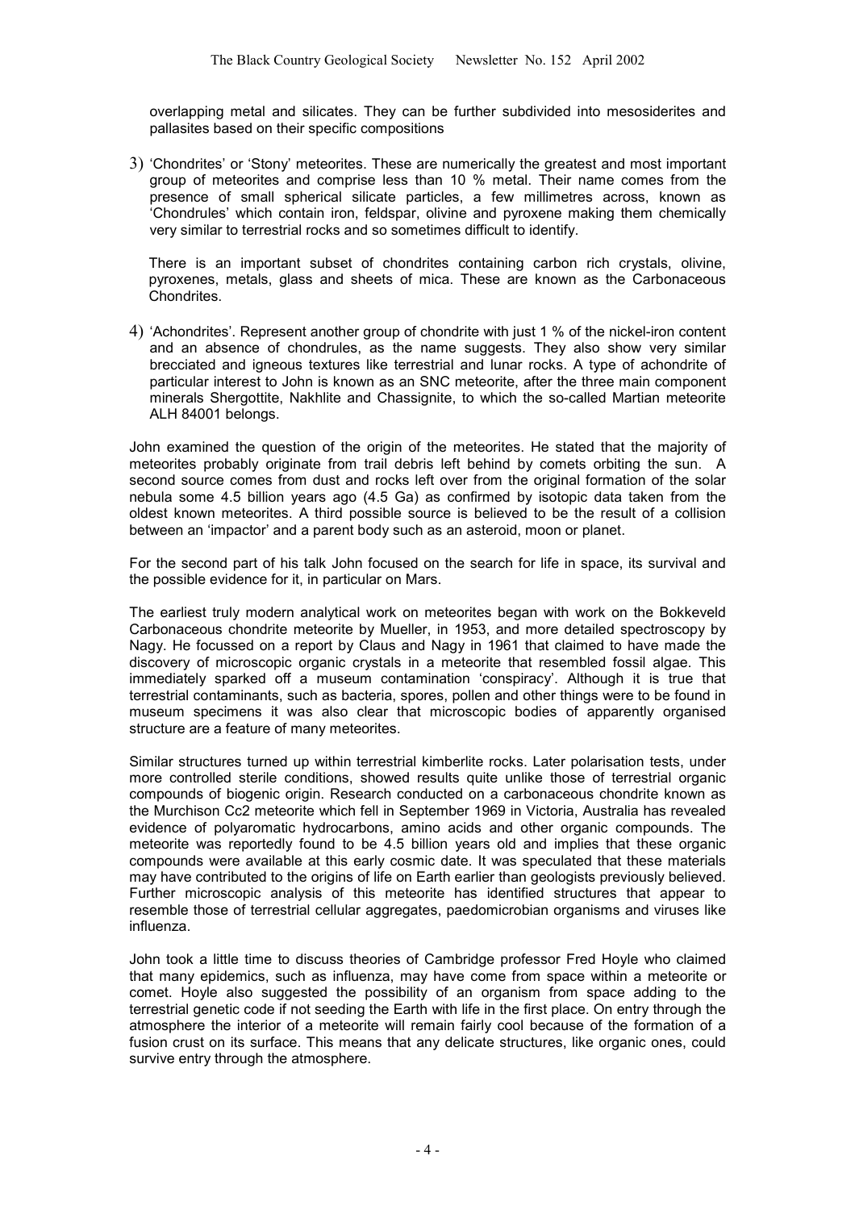overlapping metal and silicates. They can be further subdivided into mesosiderites and pallasites based on their specific compositions

3) 'Chondrites' or 'Stony' meteorites. These are numerically the greatest and most important group of meteorites and comprise less than 10 % metal. Their name comes from the presence of small spherical silicate particles, a few millimetres across, known as 'Chondrules' which contain iron, feldspar, olivine and pyroxene making them chemically very similar to terrestrial rocks and so sometimes difficult to identify.

   There is an important subset of chondrites containing carbon rich crystals, olivine, pyroxenes, metals, glass and sheets of mica. These are known as the Carbonaceous Chondrites.

4) 'Achondrites'. Represent another group of chondrite with just 1 % of the nickel-iron content and an absence of chondrules, as the name suggests. They also show very similar brecciated and igneous textures like terrestrial and lunar rocks. A type of achondrite of particular interest to John is known as an SNC meteorite, after the three main component minerals Shergottite, Nakhlite and Chassignite, to which the so-called Martian meteorite ALH 84001 belongs.

John examined the question of the origin of the meteorites. He stated that the majority of meteorites probably originate from trail debris left behind by comets orbiting the sun. A second source comes from dust and rocks left over from the original formation of the solar nebula some 4.5 billion years ago (4.5 Ga) as confirmed by isotopic data taken from the oldest known meteorites. A third possible source is believed to be the result of a collision between an 'impactor' and a parent body such as an asteroid, moon or planet.

For the second part of his talk John focused on the search for life in space, its survival and the possible evidence for it, in particular on Mars.

The earliest truly modern analytical work on meteorites began with work on the Bokkeveld Carbonaceous chondrite meteorite by Mueller, in 1953, and more detailed spectroscopy by Nagy. He focussed on a report by Claus and Nagy in 1961 that claimed to have made the discovery of microscopic organic crystals in a meteorite that resembled fossil algae. This immediately sparked off a museum contamination 'conspiracy'. Although it is true that terrestrial contaminants, such as bacteria, spores, pollen and other things were to be found in museum specimens it was also clear that microscopic bodies of apparently organised structure are a feature of many meteorites.

Similar structures turned up within terrestrial kimberlite rocks. Later polarisation tests, under more controlled sterile conditions, showed results quite unlike those of terrestrial organic compounds of biogenic origin. Research conducted on a carbonaceous chondrite known as the Murchison Cc2 meteorite which fell in September 1969 in Victoria, Australia has revealed evidence of polyaromatic hydrocarbons, amino acids and other organic compounds. The meteorite was reportedly found to be 4.5 billion years old and implies that these organic compounds were available at this early cosmic date. It was speculated that these materials may have contributed to the origins of life on Earth earlier than geologists previously believed. Further microscopic analysis of this meteorite has identified structures that appear to resemble those of terrestrial cellular aggregates, paedomicrobian organisms and viruses like influenza.

John took a little time to discuss theories of Cambridge professor Fred Hoyle who claimed that many epidemics, such as influenza, may have come from space within a meteorite or comet. Hoyle also suggested the possibility of an organism from space adding to the terrestrial genetic code if not seeding the Earth with life in the first place. On entry through the atmosphere the interior of a meteorite will remain fairly cool because of the formation of a fusion crust on its surface. This means that any delicate structures, like organic ones, could survive entry through the atmosphere.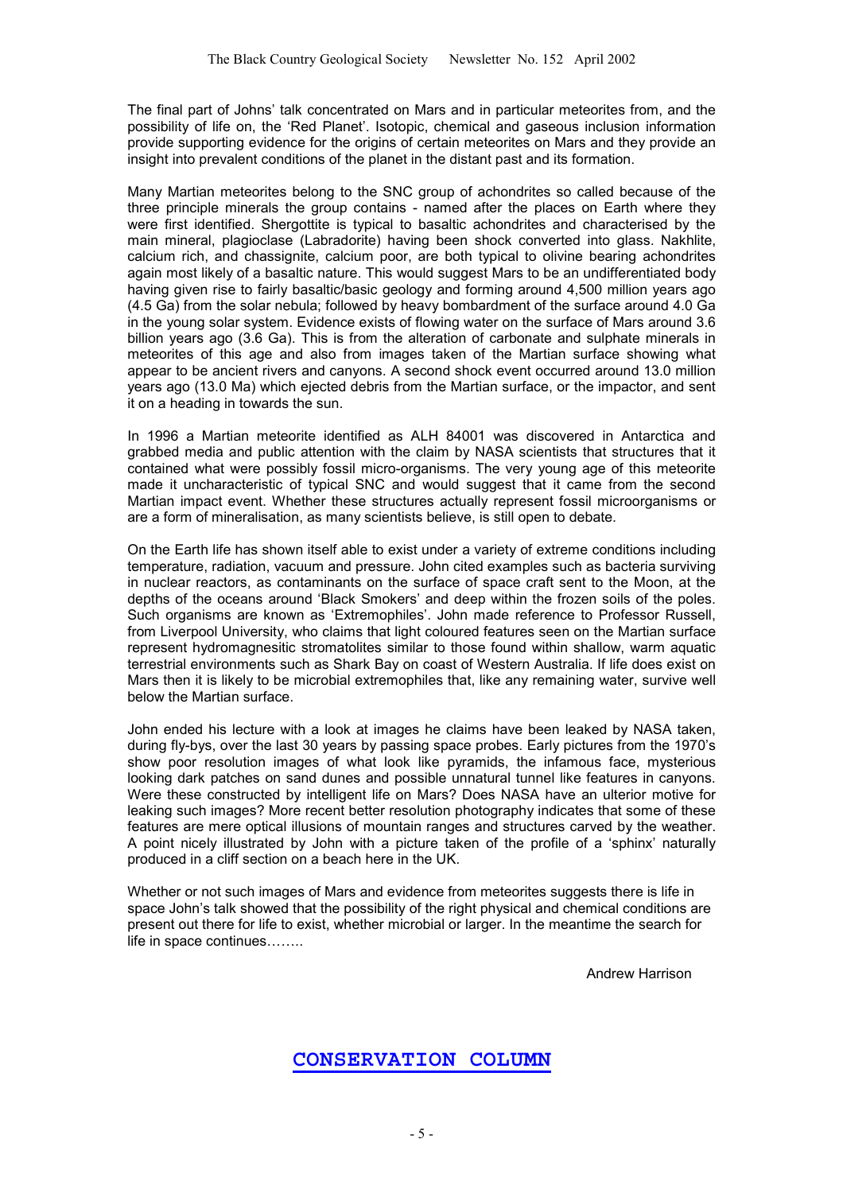The final part of Johns' talk concentrated on Mars and in particular meteorites from, and the possibility of life on, the 'Red Planet'. Isotopic, chemical and gaseous inclusion information provide supporting evidence for the origins of certain meteorites on Mars and they provide an insight into prevalent conditions of the planet in the distant past and its formation.

Many Martian meteorites belong to the SNC group of achondrites so called because of the three principle minerals the group contains - named after the places on Earth where they were first identified. Shergottite is typical to basaltic achondrites and characterised by the main mineral, plagioclase (Labradorite) having been shock converted into glass. Nakhlite, calcium rich, and chassignite, calcium poor, are both typical to olivine bearing achondrites again most likely of a basaltic nature. This would suggest Mars to be an undifferentiated body having given rise to fairly basaltic/basic geology and forming around 4,500 million years ago (4.5 Ga) from the solar nebula; followed by heavy bombardment of the surface around 4.0 Ga in the young solar system. Evidence exists of flowing water on the surface of Mars around 3.6 billion years ago (3.6 Ga). This is from the alteration of carbonate and sulphate minerals in meteorites of this age and also from images taken of the Martian surface showing what appear to be ancient rivers and canyons. A second shock event occurred around 13.0 million years ago (13.0 Ma) which ejected debris from the Martian surface, or the impactor, and sent it on a heading in towards the sun.

In 1996 a Martian meteorite identified as ALH 84001 was discovered in Antarctica and grabbed media and public attention with the claim by NASA scientists that structures that it contained what were possibly fossil micro-organisms. The very young age of this meteorite made it uncharacteristic of typical SNC and would suggest that it came from the second Martian impact event. Whether these structures actually represent fossil microorganisms or are a form of mineralisation, as many scientists believe, is still open to debate.

On the Earth life has shown itself able to exist under a variety of extreme conditions including temperature, radiation, vacuum and pressure. John cited examples such as bacteria surviving in nuclear reactors, as contaminants on the surface of space craft sent to the Moon, at the depths of the oceans around 'Black Smokers' and deep within the frozen soils of the poles. Such organisms are known as 'Extremophiles'. John made reference to Professor Russell, from Liverpool University, who claims that light coloured features seen on the Martian surface represent hydromagnesitic stromatolites similar to those found within shallow, warm aquatic terrestrial environments such as Shark Bay on coast of Western Australia. If life does exist on Mars then it is likely to be microbial extremophiles that, like any remaining water, survive well below the Martian surface.

John ended his lecture with a look at images he claims have been leaked by NASA taken, during fly-bys, over the last 30 years by passing space probes. Early pictures from the 1970's show poor resolution images of what look like pyramids, the infamous face, mysterious looking dark patches on sand dunes and possible unnatural tunnel like features in canyons. Were these constructed by intelligent life on Mars? Does NASA have an ulterior motive for leaking such images? More recent better resolution photography indicates that some of these features are mere optical illusions of mountain ranges and structures carved by the weather. A point nicely illustrated by John with a picture taken of the profile of a 'sphinx' naturally produced in a cliff section on a beach here in the UK.

Whether or not such images of Mars and evidence from meteorites suggests there is life in space John's talk showed that the possibility of the right physical and chemical conditions are present out there for life to exist, whether microbial or larger. In the meantime the search for life in space continues……..

Andrew Harrison

## CONSERVATION COLUMN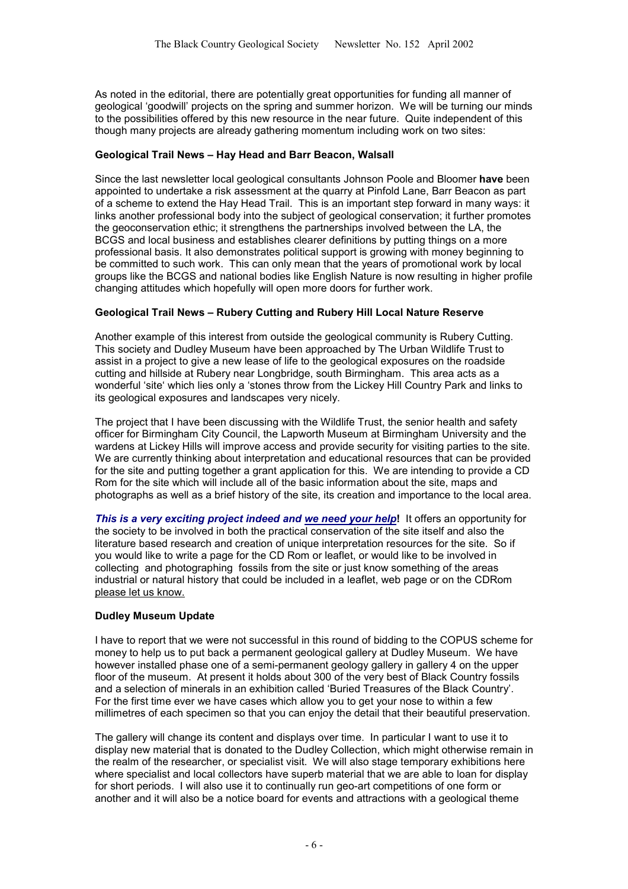As noted in the editorial, there are potentially great opportunities for funding all manner of geological 'goodwill' projects on the spring and summer horizon. We will be turning our minds to the possibilities offered by this new resource in the near future. Quite independent of this though many projects are already gathering momentum including work on two sites:

**Geological Trail News – Hay Head and Barr Beacon, Walsall**

Since the last newsletter local geological consultants Johnson Poole and Bloomer **have** been appointed to undertake a risk assessment at the quarry at Pinfold Lane, Barr Beacon as part of a scheme to extend the Hay Head Trail. This is an important step forward in many ways: it links another professional body into the subject of geological conservation; it further promotes the geoconservation ethic; it strengthens the partnerships involved between the LA, the BCGS and local business and establishes clearer definitions by putting things on a more professional basis. It also demonstrates political support is growing with money beginning to be committed to such work. This can only mean that the years of promotional work by local groups like the BCGS and national bodies like English Nature is now resulting in higher profile changing attitudes which hopefully will open more doors for further work.

**Geological Trail News – Rubery Cutting and Rubery Hill Local Nature Reserve**

Another example of this interest from outside the geological community is Rubery Cutting. This society and Dudley Museum have been approached by The Urban Wildlife Trust to assist in a project to give a new lease of life to the geological exposures on the roadside cutting and hillside at Rubery near Longbridge, south Birmingham. This area acts as a wonderful 'site' which lies only a 'stones throw from the Lickey Hill Country Park and links to its geological exposures and landscapes very nicely.

The project that I have been discussing with the Wildlife Trust, the senior health and safety officer for Birmingham City Council, the Lapworth Museum at Birmingham University and the wardens at Lickey Hills will improve access and provide security for visiting parties to the site. We are currently thinking about interpretation and educational resources that can be provided for the site and putting together a grant application for this. We are intending to provide a CD Rom for the site which will include all of the basic information about the site, maps and photographs as well as a brief history of the site, its creation and importance to the local area.

***This is a very exciting project indeed and <u>we need your help</u>*!** It offers an opportunity for the society to be involved in both the practical conservation of the site itself and also the literature based research and creation of unique interpretation resources for the site. So if you would like to write a page for the CD Rom or leaflet, or would like to be involved in collecting and photographing fossils from the site or just know something of the areas industrial or natural history that could be included in a leaflet, web page or on the CDRom <u>please let us know.</u>

**Dudley Museum Update**

I have to report that we were not successful in this round of bidding to the COPUS scheme for money to help us to put back a permanent geological gallery at Dudley Museum. We have however installed phase one of a semi-permanent geology gallery in gallery 4 on the upper floor of the museum. At present it holds about 300 of the very best of Black Country fossils and a selection of minerals in an exhibition called 'Buried Treasures of the Black Country'. For the first time ever we have cases which allow you to get your nose to within a few millimetres of each specimen so that you can enjoy the detail that their beautiful preservation.

The gallery will change its content and displays over time. In particular I want to use it to display new material that is donated to the Dudley Collection, which might otherwise remain in the realm of the researcher, or specialist visit. We will also stage temporary exhibitions here where specialist and local collectors have superb material that we are able to loan for display for short periods. I will also use it to continually run geo-art competitions of one form or another and it will also be a notice board for events and attractions with a geological theme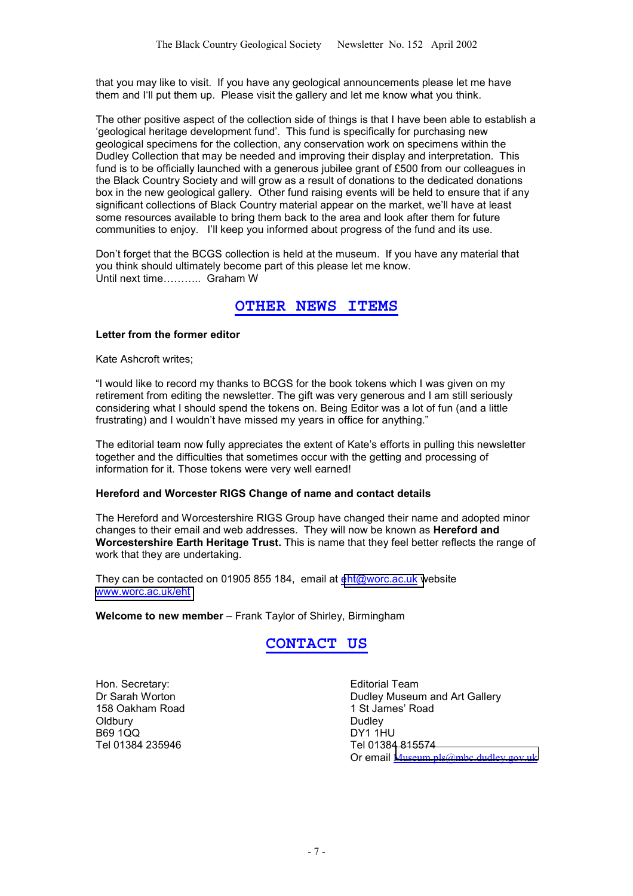that you may like to visit. If you have any geological announcements please let me have them and I'll put them up. Please visit the gallery and let me know what you think.

The other positive aspect of the collection side of things is that I have been able to establish a 'geological heritage development fund'. This fund is specifically for purchasing new geological specimens for the collection, any conservation work on specimens within the Dudley Collection that may be needed and improving their display and interpretation. This fund is to be officially launched with a generous jubilee grant of £500 from our colleagues in the Black Country Society and will grow as a result of donations to the dedicated donations box in the new geological gallery. Other fund raising events will be held to ensure that if any significant collections of Black Country material appear on the market, we'll have at least some resources available to bring them back to the area and look after them for future communities to enjoy. I'll keep you informed about progress of the fund and its use.

Don't forget that the BCGS collection is held at the museum. If you have any material that you think should ultimately become part of this please let me know.
Until next time……….. Graham W

## OTHER NEWS ITEMS

**Letter from the former editor**

Kate Ashcroft writes;

"I would like to record my thanks to BCGS for the book tokens which I was given on my retirement from editing the newsletter. The gift was very generous and I am still seriously considering what I should spend the tokens on. Being Editor was a lot of fun (and a little frustrating) and I wouldn't have missed my years in office for anything."

The editorial team now fully appreciates the extent of Kate's efforts in pulling this newsletter together and the difficulties that sometimes occur with the getting and processing of information for it. Those tokens were very well earned!

**Hereford and Worcester RIGS Change of name and contact details**

The Hereford and Worcestershire RIGS Group have changed their name and adopted minor changes to their email and web addresses. They will now be known as **Hereford and Worcestershire Earth Heritage Trust.** This is name that they feel better reflects the range of work that they are undertaking.

They can be contacted on 01905 855 184, email at eht@worc.ac.uk website www.worc.ac.uk/eht

**Welcome to new member** – Frank Taylor of Shirley, Birmingham

## CONTACT US

Hon. Secretary:
Dr Sarah Worton
158 Oakham Road
Oldbury
B69 1QQ
Tel 01384 235946

Editorial Team
Dudley Museum and Art Gallery
1 St James' Road
Dudley
DY1 1HU
Tel 01384 815574
Or email Museum.pls@mbc.dudley.gov.uk